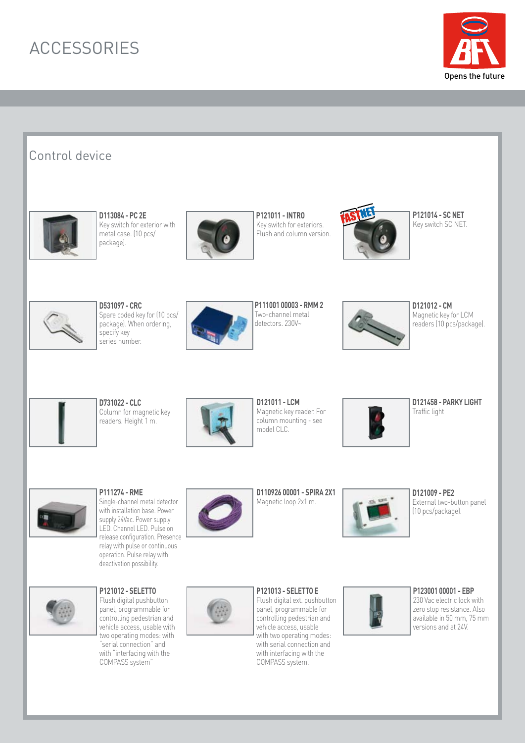# ACCESSORIES

## Control device

**D113084 - PC 2E**
Key switch for exterior with metal case. (10 pcs/ package).

**P121011 - INTRO**
Key switch for exteriors. Flush and column version.

**P121014 - SC NET**
Key switch SC NET.

**D531097 - CRC**
Spare coded key for (10 pcs/ package). When ordering, specify key series number.

**P111001 00003 - RMM 2**
Two-channel metal detectors. 230V~

**D121012 - CM**
Magnetic key for LCM readers (10 pcs/package).

**D731022 - CLC**
Column for magnetic key readers. Height 1 m.

**D121011 - LCM**
Magnetic key reader. For column mounting - see model CLC.

**D121458 - PARKY LIGHT**
Traffic light

**P111274 - RME**
Single-channel metal detector with installation base. Power supply 24Vac. Power supply LED. Channel LED. Pulse on release configuration. Presence relay with pulse or continuous operation. Pulse relay with deactivation possibility.

**D110926 00001 - SPIRA 2X1**
Magnetic loop 2x1 m.

**D121009 - PE2**
External two-button panel (10 pcs/package).

**P121012 - SELETTO**
Flush digital pushbutton panel, programmable for controlling pedestrian and vehicle access, usable with two operating modes: with "serial connection" and with "interfacing with the COMPASS system"

**P121013 - SELETTO E**
Flush digital ext. pushbutton panel, programmable for controlling pedestrian and vehicle access, usable with two operating modes: with serial connection and with interfacing with the COMPASS system.

**P123001 00001 - EBP**
230 Vac electric lock with zero stop resistance. Also available in 50 mm, 75 mm versions and at 24V.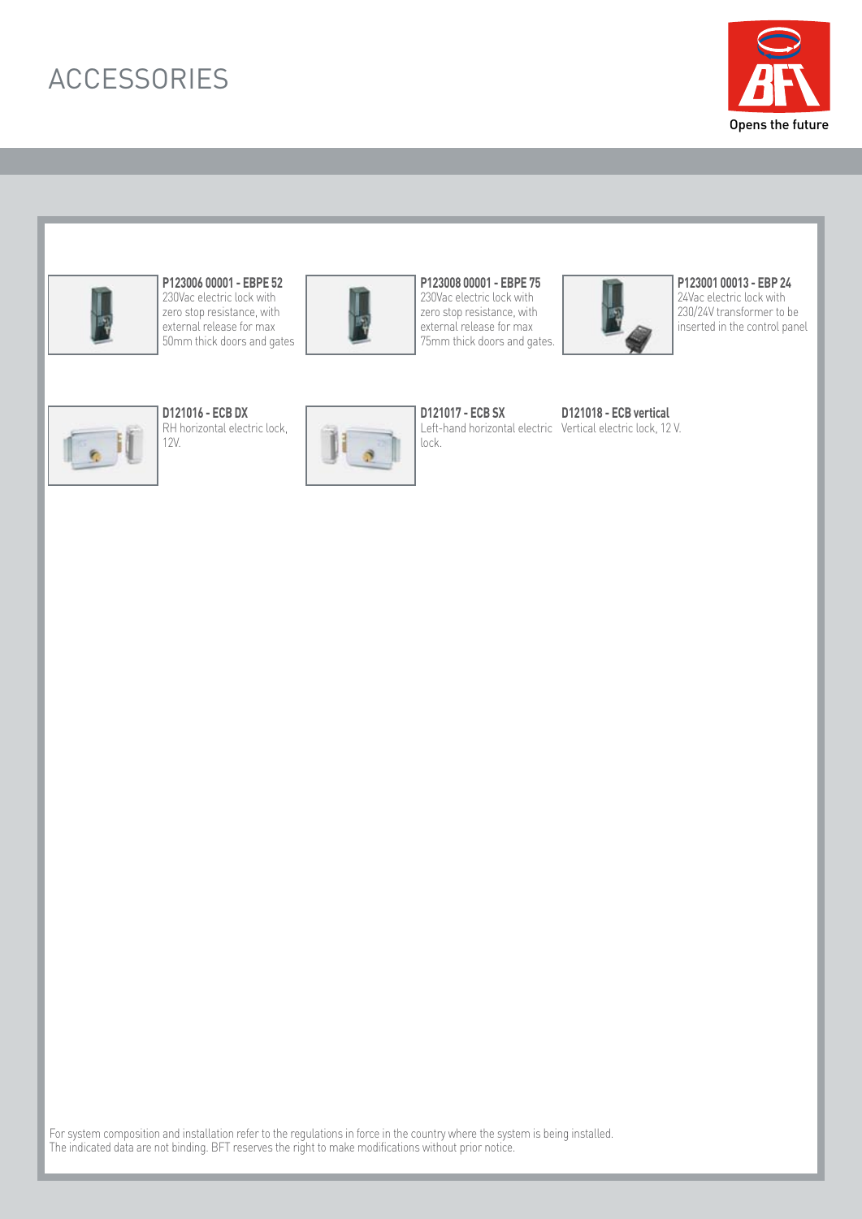# ACCESSORIES

**P123006 00001 - EBPE 52**
230Vac electric lock with zero stop resistance, with external release for max 50mm thick doors and gates

**P123008 00001 - EBPE 75**
230Vac electric lock with zero stop resistance, with external release for max 75mm thick doors and gates.

**P123001 00013 - EBP 24**
24Vac electric lock with 230/24V transformer to be inserted in the control panel

**D121016 - ECB DX**
RH horizontal electric lock, 12V.

**D121017 - ECB SX**
Left-hand horizontal electric lock.

**D121018 - ECB vertical**
Vertical electric lock, 12 V.

For system composition and installation refer to the regulations in force in the country where the system is being installed.
The indicated data are not binding. BFT reserves the right to make modifications without prior notice.